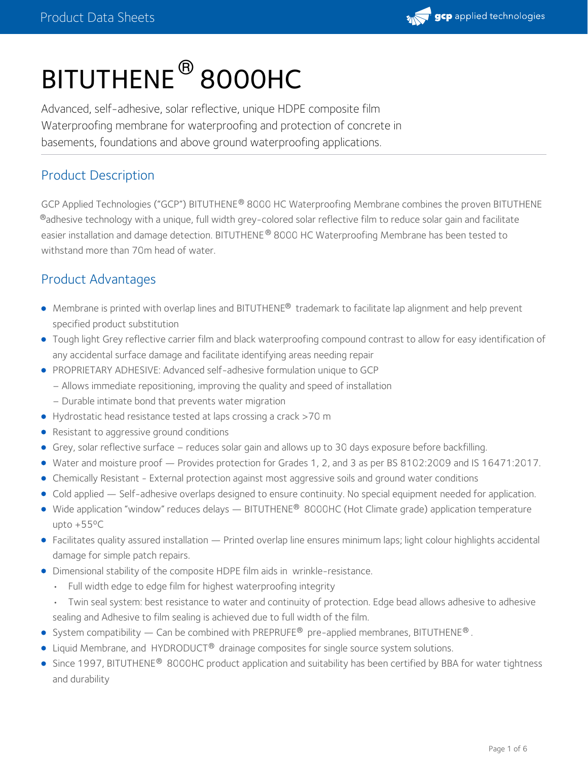# BITUTHENE® 8000HC

Advanced, self-adhesive, solar reflective, unique HDPE composite film Waterproofing membrane for waterproofing and protection of concrete in basements, foundations and above ground waterproofing applications.

## Product Description

GCP Applied Technologies ("GCP") BITUTHENE® 8000 HC Waterproofing Membrane combines the proven BITUTHENE ®adhesive technology with a unique, full width grey-colored solar reflective film to reduce solar gain and facilitate easier installation and damage detection. BITUTHENE® 8000 HC Waterproofing Membrane has been tested to withstand more than 70m head of water.

## Product Advantages

- Membrane is printed with overlap lines and BITUTHENE® trademark to facilitate lap alignment and help prevent specified product substitution
- Tough light Grey reflective carrier film and black waterproofing compound contrast to allow for easy identification of any accidental surface damage and facilitate identifying areas needing repair
- PROPRIETARY ADHESIVE: Advanced self-adhesive formulation unique to GCP
  - Allows immediate repositioning, improving the quality and speed of installation
  - Durable intimate bond that prevents water migration
- Hydrostatic head resistance tested at laps crossing a crack >70 m
- Resistant to aggressive ground conditions
- Grey, solar reflective surface – reduces solar gain and allows up to 30 days exposure before backfilling.
- Water and moisture proof — Provides protection for Grades 1, 2, and 3 as per BS 8102:2009 and IS 16471:2017.
- Chemically Resistant - External protection against most aggressive soils and ground water conditions
- Cold applied — Self-adhesive overlaps designed to ensure continuity. No special equipment needed for application.
- Wide application "window" reduces delays — BITUTHENE® 8000HC (Hot Climate grade) application temperature upto +55ºC
- Facilitates quality assured installation — Printed overlap line ensures minimum laps; light colour highlights accidental damage for simple patch repairs.
- Dimensional stability of the composite HDPE film aids in wrinkle-resistance.
  - Full width edge to edge film for highest waterproofing integrity
  - Twin seal system: best resistance to water and continuity of protection. Edge bead allows adhesive to adhesive sealing and Adhesive to film sealing is achieved due to full width of the film.
- System compatibility — Can be combined with PREPRUFE® pre-applied membranes, BITUTHENE®.
- Liquid Membrane, and HYDRODUCT® drainage composites for single source system solutions.
- Since 1997, BITUTHENE® 8000HC product application and suitability has been certified by BBA for water tightness and durability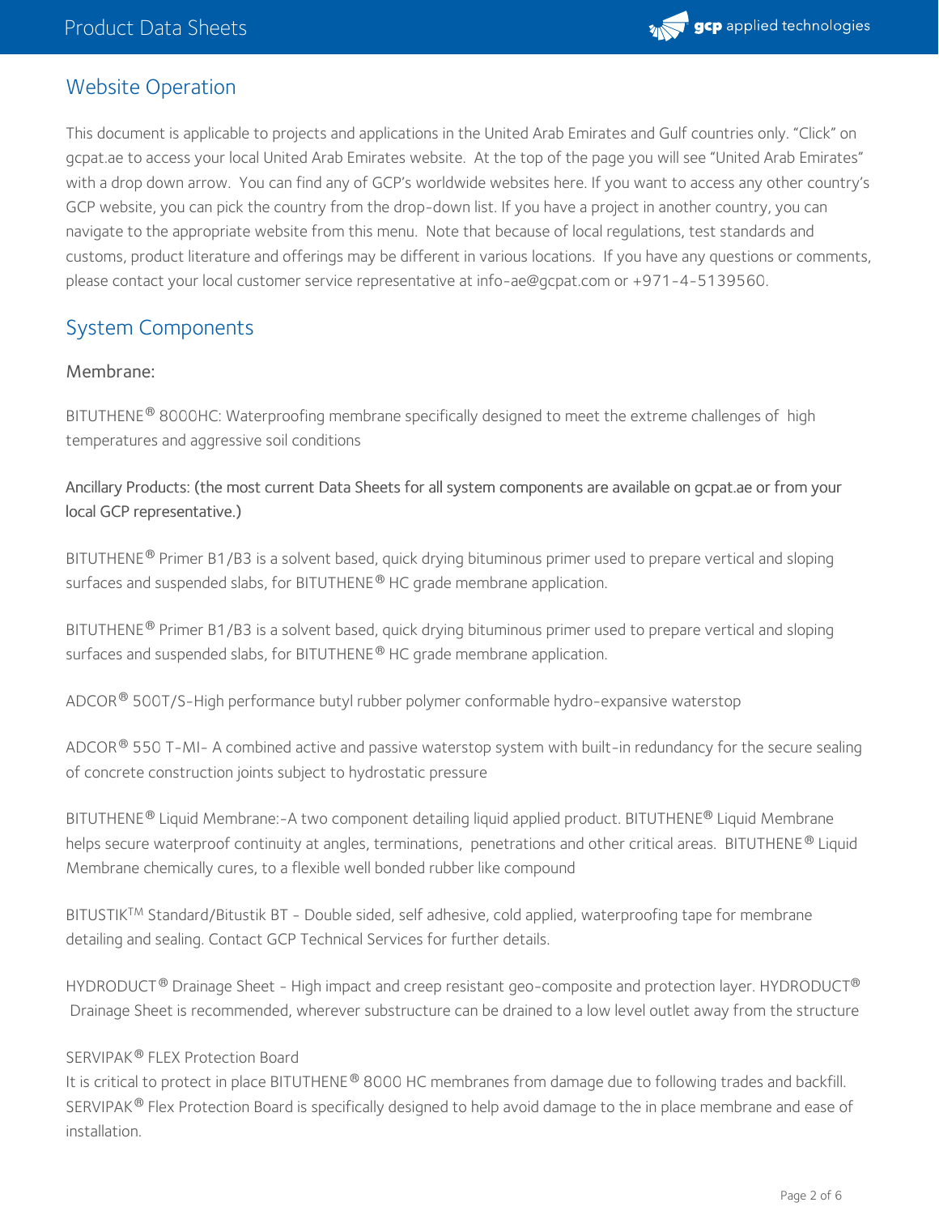## Website Operation

This document is applicable to projects and applications in the United Arab Emirates and Gulf countries only. "Click" on gcpat.ae to access your local United Arab Emirates website. At the top of the page you will see "United Arab Emirates" with a drop down arrow. You can find any of GCP's worldwide websites here. If you want to access any other country's GCP website, you can pick the country from the drop-down list. If you have a project in another country, you can navigate to the appropriate website from this menu. Note that because of local regulations, test standards and customs, product literature and offerings may be different in various locations. If you have any questions or comments, please contact your local customer service representative at info-ae@gcpat.com or +971-4-5139560.

## System Components

### Membrane:

BITUTHENE® 8000HC: Waterproofing membrane specifically designed to meet the extreme challenges of high temperatures and aggressive soil conditions

Ancillary Products: (the most current Data Sheets for all system components are available on gcpat.ae or from your local GCP representative.)

BITUTHENE® Primer B1/B3 is a solvent based, quick drying bituminous primer used to prepare vertical and sloping surfaces and suspended slabs, for BITUTHENE® HC grade membrane application.

BITUTHENE® Primer B1/B3 is a solvent based, quick drying bituminous primer used to prepare vertical and sloping surfaces and suspended slabs, for BITUTHENE® HC grade membrane application.

ADCOR® 500T/S-High performance butyl rubber polymer conformable hydro-expansive waterstop

ADCOR® 550 T-MI- A combined active and passive waterstop system with built-in redundancy for the secure sealing of concrete construction joints subject to hydrostatic pressure

BITUTHENE® Liquid Membrane:-A two component detailing liquid applied product. BITUTHENE® Liquid Membrane helps secure waterproof continuity at angles, terminations, penetrations and other critical areas. BITUTHENE® Liquid Membrane chemically cures, to a flexible well bonded rubber like compound

BITUSTIK™ Standard/Bitustik BT - Double sided, self adhesive, cold applied, waterproofing tape for membrane detailing and sealing. Contact GCP Technical Services for further details.

HYDRODUCT® Drainage Sheet - High impact and creep resistant geo-composite and protection layer. HYDRODUCT® Drainage Sheet is recommended, wherever substructure can be drained to a low level outlet away from the structure

SERVIPAK® FLEX Protection Board
It is critical to protect in place BITUTHENE® 8000 HC membranes from damage due to following trades and backfill. SERVIPAK® Flex Protection Board is specifically designed to help avoid damage to the in place membrane and ease of installation.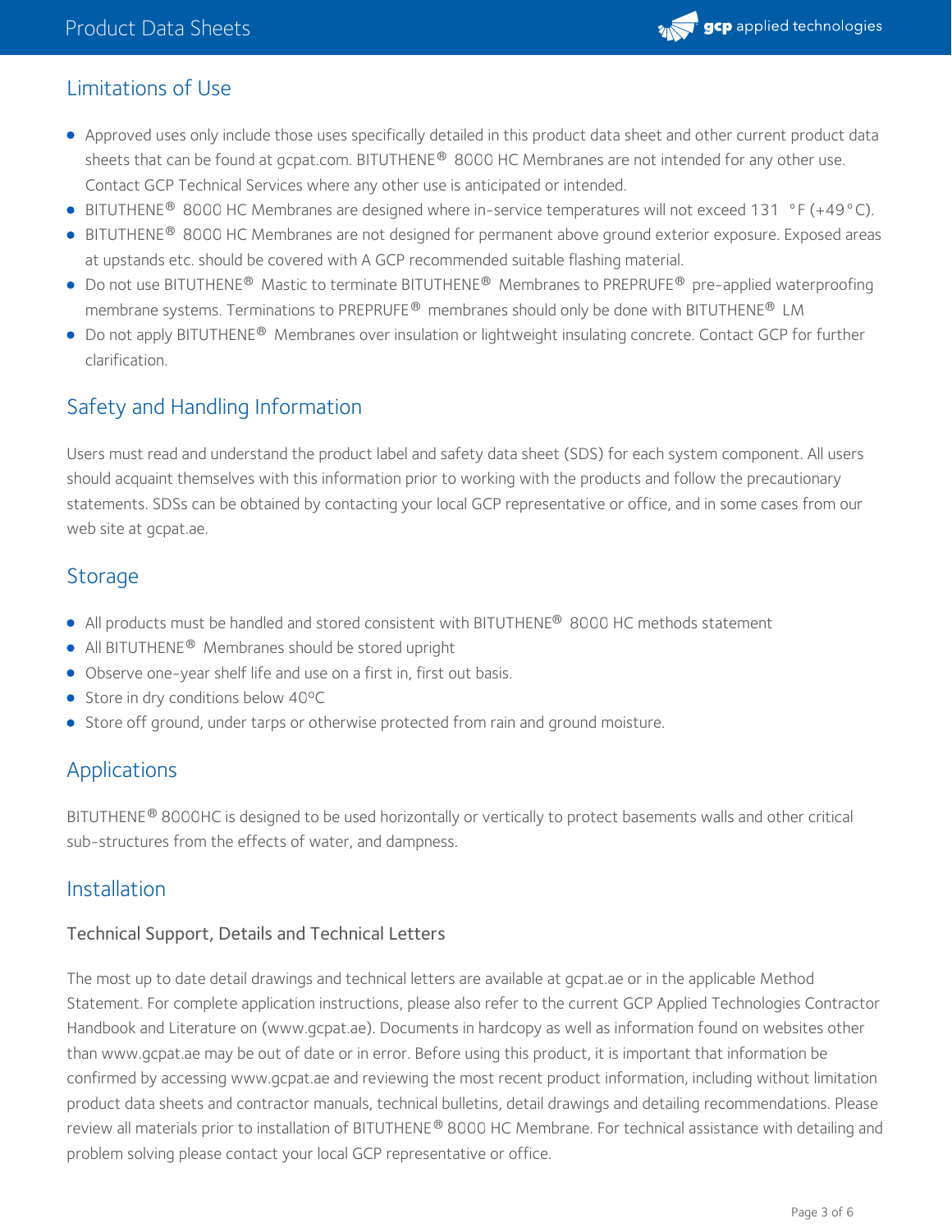## Limitations of Use

- Approved uses only include those uses specifically detailed in this product data sheet and other current product data sheets that can be found at gcpat.com. BITUTHENE® 8000 HC Membranes are not intended for any other use. Contact GCP Technical Services where any other use is anticipated or intended.
- BITUTHENE® 8000 HC Membranes are designed where in-service temperatures will not exceed 131 °F (+49°C).
- BITUTHENE® 8000 HC Membranes are not designed for permanent above ground exterior exposure. Exposed areas at upstands etc. should be covered with A GCP recommended suitable flashing material.
- Do not use BITUTHENE® Mastic to terminate BITUTHENE® Membranes to PREPRUFE® pre-applied waterproofing membrane systems. Terminations to PREPRUFE® membranes should only be done with BITUTHENE® LM
- Do not apply BITUTHENE® Membranes over insulation or lightweight insulating concrete. Contact GCP for further clarification.

## Safety and Handling Information

Users must read and understand the product label and safety data sheet (SDS) for each system component. All users should acquaint themselves with this information prior to working with the products and follow the precautionary statements. SDSs can be obtained by contacting your local GCP representative or office, and in some cases from our web site at gcpat.ae.

## Storage

- All products must be handled and stored consistent with BITUTHENE® 8000 HC methods statement
- All BITUTHENE® Membranes should be stored upright
- Observe one-year shelf life and use on a first in, first out basis.
- Store in dry conditions below 40ºC
- Store off ground, under tarps or otherwise protected from rain and ground moisture.

## Applications

BITUTHENE® 8000HC is designed to be used horizontally or vertically to protect basements walls and other critical sub-structures from the effects of water, and dampness.

## Installation

### Technical Support, Details and Technical Letters

The most up to date detail drawings and technical letters are available at gcpat.ae or in the applicable Method Statement. For complete application instructions, please also refer to the current GCP Applied Technologies Contractor Handbook and Literature on (www.gcpat.ae). Documents in hardcopy as well as information found on websites other than www.gcpat.ae may be out of date or in error. Before using this product, it is important that information be confirmed by accessing www.gcpat.ae and reviewing the most recent product information, including without limitation product data sheets and contractor manuals, technical bulletins, detail drawings and detailing recommendations. Please review all materials prior to installation of BITUTHENE® 8000 HC Membrane. For technical assistance with detailing and problem solving please contact your local GCP representative or office.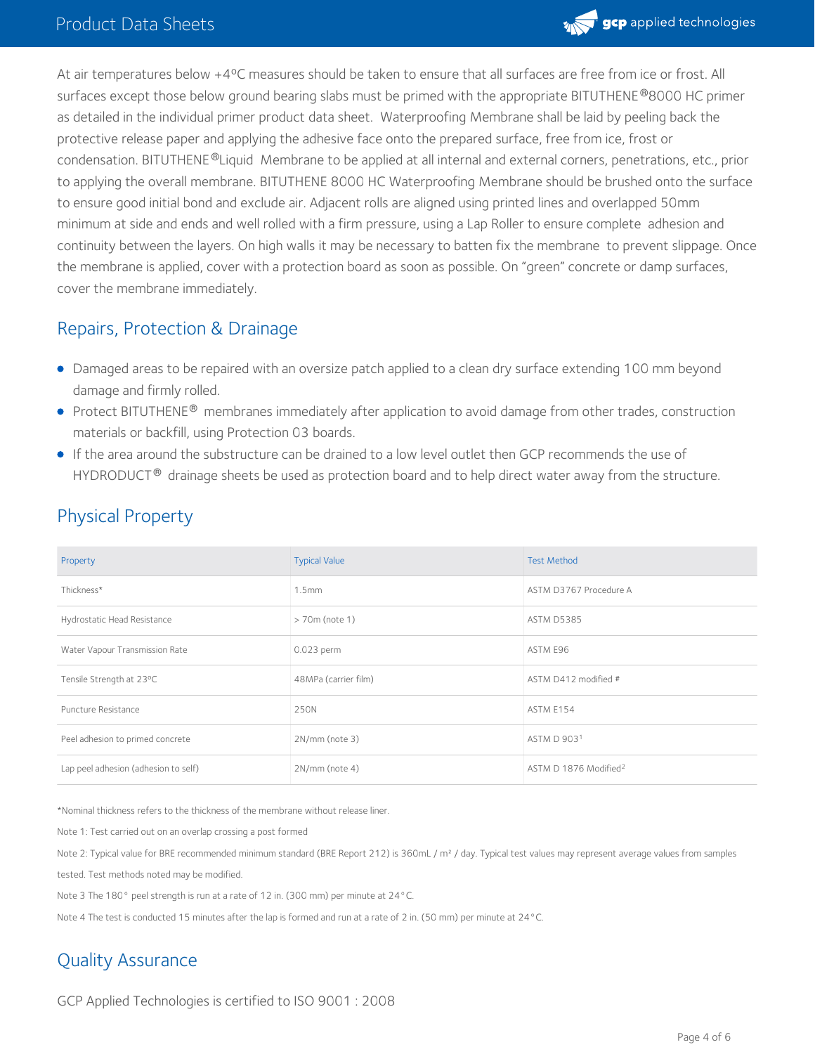At air temperatures below +4ºC measures should be taken to ensure that all surfaces are free from ice or frost. All surfaces except those below ground bearing slabs must be primed with the appropriate BITUTHENE®8000 HC primer as detailed in the individual primer product data sheet. Waterproofing Membrane shall be laid by peeling back the protective release paper and applying the adhesive face onto the prepared surface, free from ice, frost or condensation. BITUTHENE®Liquid Membrane to be applied at all internal and external corners, penetrations, etc., prior to applying the overall membrane. BITUTHENE 8000 HC Waterproofing Membrane should be brushed onto the surface to ensure good initial bond and exclude air. Adjacent rolls are aligned using printed lines and overlapped 50mm minimum at side and ends and well rolled with a firm pressure, using a Lap Roller to ensure complete adhesion and continuity between the layers. On high walls it may be necessary to batten fix the membrane to prevent slippage. Once the membrane is applied, cover with a protection board as soon as possible. On "green" concrete or damp surfaces, cover the membrane immediately.

## Repairs, Protection & Drainage

- Damaged areas to be repaired with an oversize patch applied to a clean dry surface extending 100 mm beyond damage and firmly rolled.
- Protect BITUTHENE® membranes immediately after application to avoid damage from other trades, construction materials or backfill, using Protection 03 boards.
- If the area around the substructure can be drained to a low level outlet then GCP recommends the use of HYDRODUCT® drainage sheets be used as protection board and to help direct water away from the structure.

## Physical Property

| Property | Typical Value | Test Method |
|---|---|---|
| Thickness* | 1.5mm | ASTM D3767 Procedure A |
| Hydrostatic Head Resistance | > 70m (note 1) | ASTM D5385 |
| Water Vapour Transmission Rate | 0.023 perm | ASTM E96 |
| Tensile Strength at 23ºC | 48MPa (carrier film) | ASTM D412 modified # |
| Puncture Resistance | 250N | ASTM E154 |
| Peel adhesion to primed concrete | 2N/mm (note 3) | ASTM D 903[1] |
| Lap peel adhesion (adhesion to self) | 2N/mm (note 4) | ASTM D 1876 Modified[2] |

*Nominal thickness refers to the thickness of the membrane without release liner.

Note 1: Test carried out on an overlap crossing a post formed

Note 2: Typical value for BRE recommended minimum standard (BRE Report 212) is 360mL / m² / day. Typical test values may represent average values from samples tested. Test methods noted may be modified.

Note 3 The 180° peel strength is run at a rate of 12 in. (300 mm) per minute at 24°C.

Note 4 The test is conducted 15 minutes after the lap is formed and run at a rate of 2 in. (50 mm) per minute at 24°C.

## Quality Assurance

GCP Applied Technologies is certified to ISO 9001 : 2008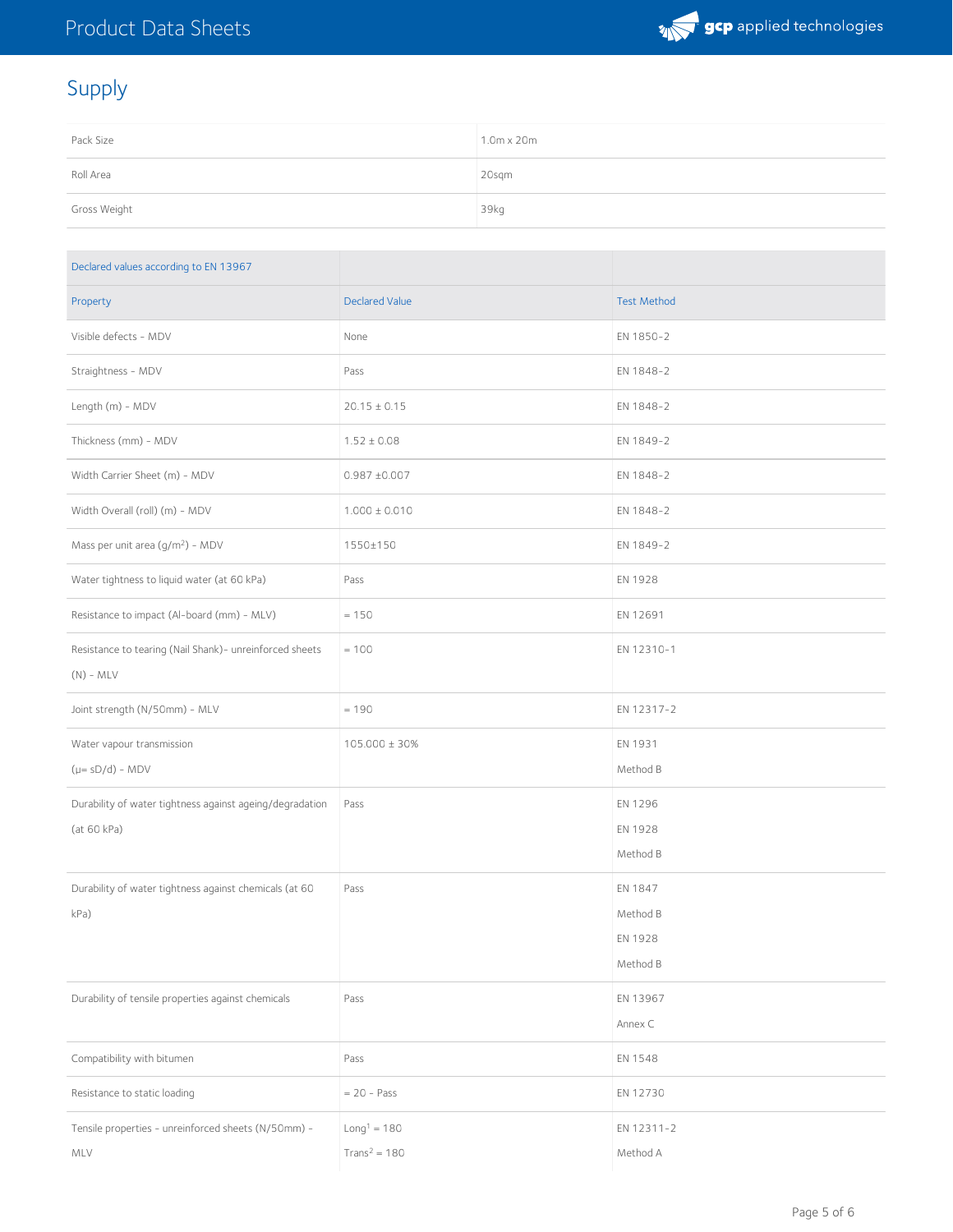## Supply

| Pack Size | 1.0m x 20m |
|---|---|
| Roll Area | 20sqm |
| Gross Weight | 39kg |

| Declared values according to EN 13967 | | |
|---|---|---|
| **Property** | **Declared Value** | **Test Method** |
| Visible defects - MDV | None | EN 1850-2 |
| Straightness - MDV | Pass | EN 1848-2 |
| Length (m) - MDV | 20.15 ± 0.15 | EN 1848-2 |
| Thickness (mm) - MDV | 1.52 ± 0.08 | EN 1849-2 |
| Width Carrier Sheet (m) - MDV | 0.987 ±0.007 | EN 1848-2 |
| Width Overall (roll) (m) - MDV | 1.000 ± 0.010 | EN 1848-2 |
| Mass per unit area (g/m²) - MDV | 1550±150 | EN 1849-2 |
| Water tightness to liquid water (at 60 kPa) | Pass | EN 1928 |
| Resistance to impact (Al-board (mm) - MLV) | = 150 | EN 12691 |
| Resistance to tearing (Nail Shank)- unreinforced sheets (N) - MLV | = 100 | EN 12310-1 |
| Joint strength (N/50mm) - MLV | = 190 | EN 12317-2 |
| Water vapour transmission (μ= sD/d) - MDV | 105.000 ± 30% | EN 1931 Method B |
| Durability of water tightness against ageing/degradation (at 60 kPa) | Pass | EN 1296 EN 1928 Method B |
| Durability of water tightness against chemicals (at 60 kPa) | Pass | EN 1847 Method B EN 1928 Method B |
| Durability of tensile properties against chemicals | Pass | EN 13967 Annex C |
| Compatibility with bitumen | Pass | EN 1548 |
| Resistance to static loading | = 20 - Pass | EN 12730 |
| Tensile properties - unreinforced sheets (N/50mm) - MLV | Long[1] = 180 Trans[2] = 180 | EN 12311-2 Method A |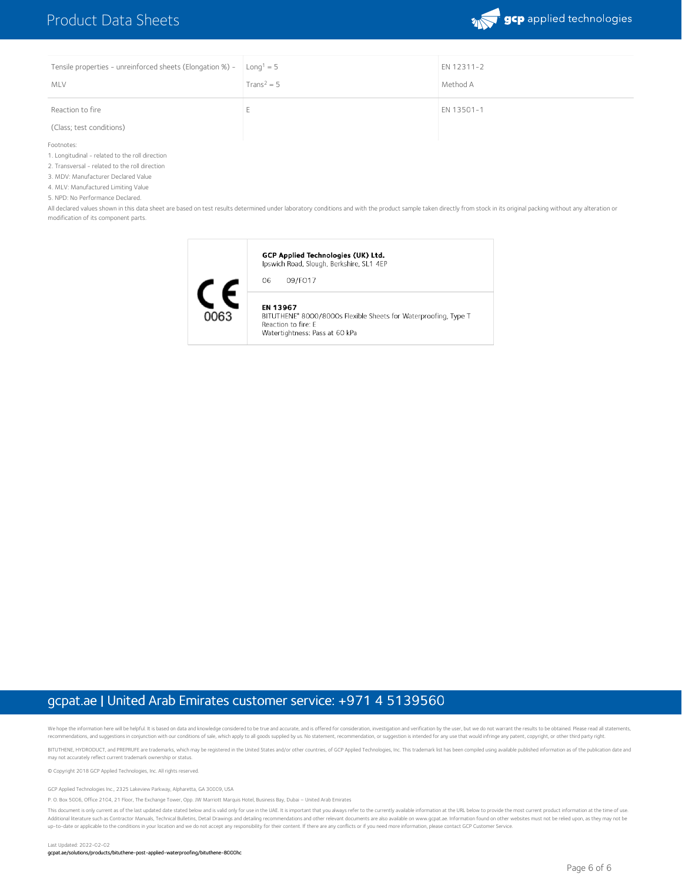| | | |
|---|---|---|
| Tensile properties - unreinforced sheets (Elongation %) - MLV | Long[1] = 5<br>Trans[2] = 5 | EN 12311-2<br>Method A |
| Reaction to fire<br>(Class; test conditions) | E | EN 13501-1 |

Footnotes:

1. Longitudinal - related to the roll direction
2. Transversal - related to the roll direction
3. MDV: Manufacturer Declared Value
4. MLV: Manufactured Limiting Value
5. NPD: No Performance Declared.

All declared values shown in this data sheet are based on test results determined under laboratory conditions and with the product sample taken directly from stock in its original packing without any alteration or modification of its component parts.

| | |
|---|---|
| CE<br>0063 | **GCP Applied Technologies (UK) Ltd.**<br>Ipswich Road, Slough, Berkshire, SL1 4EP<br><br>06 09/FO17 |
| | **EN 13967**<br>BITUTHENE® 8000/8000s Flexible Sheets for Waterproofing, Type T<br>Reaction to fire: E<br>Watertightness: Pass at 60 kPa |

gcpat.ae | United Arab Emirates customer service: +971 4 5139560

We hope the information here will be helpful. It is based on data and knowledge considered to be true and accurate, and is offered for consideration, investigation and verification by the user, but we do not warrant the results to be obtained. Please read all statements, recommendations, and suggestions in conjunction with our conditions of sale, which apply to all goods supplied by us. No statement, recommendation, or suggestion is intended for any use that would infringe any patent, copyright, or other third party right.

BITUTHENE, HYDRODUCT, and PREPRUFE are trademarks, which may be registered in the United States and/or other countries, of GCP Applied Technologies, Inc. This trademark list has been compiled using available published information as of the publication date and may not accurately reflect current trademark ownership or status.

© Copyright 2018 GCP Applied Technologies, Inc. All rights reserved.

GCP Applied Technologies Inc., 2325 Lakeview Parkway, Alpharetta, GA 30009, USA

P. O. Box 5006, Office 2104, 21 Floor, The Exchange Tower, Opp. JW Marriott Marquis Hotel, Business Bay, Dubai – United Arab Emirates

This document is only current as of the last updated date stated below and is valid only for use in the UAE. It is important that you always refer to the currently available information at the URL below to provide the most current product information at the time of use. Additional literature such as Contractor Manuals, Technical Bulletins, Detail Drawings and detailing recommendations and other relevant documents are also available on www.gcpat.ae. Information found on other websites must not be relied upon, as they may not be up-to-date or applicable to the conditions in your location and we do not accept any responsibility for their content. If there are any conflicts or if you need more information, please contact GCP Customer Service.

Last Updated: 2022-02-02
gcpat.ae/solutions/products/bituthene-post-applied-waterproofing/bituthene-8000hc